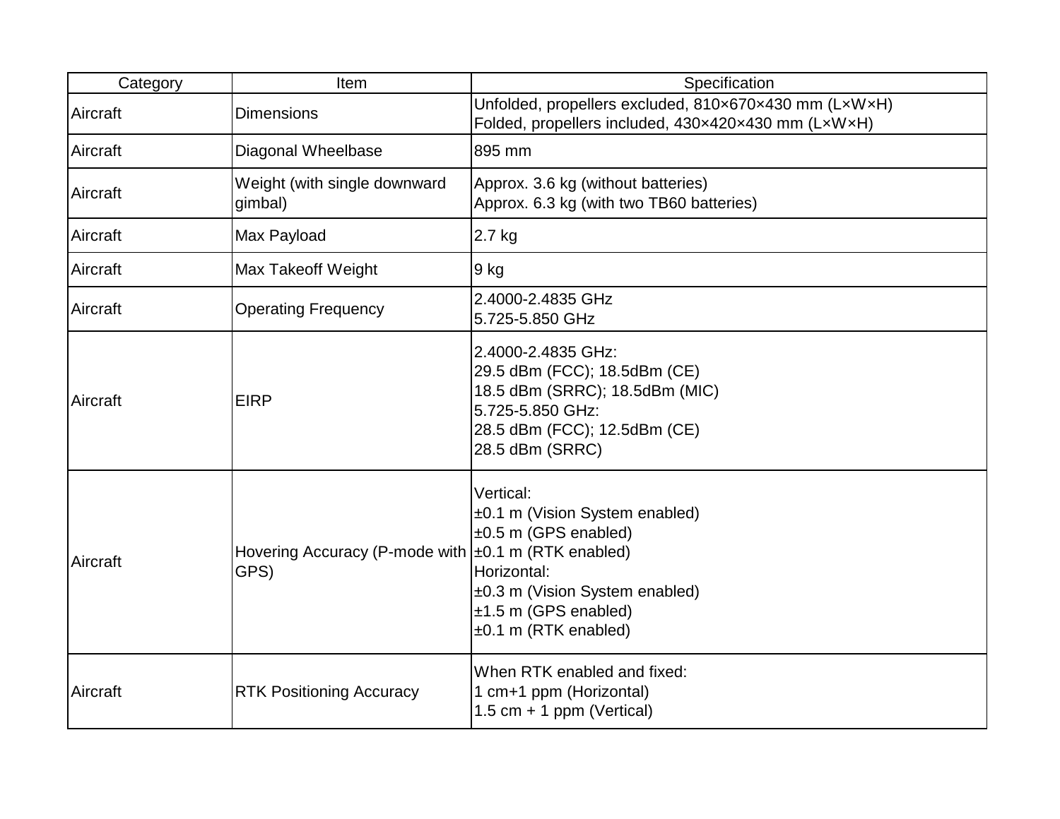| Category | Item | Specification |
| --- | --- | --- |
| Aircraft | Dimensions | Unfolded, propellers excluded, 810×670×430 mm (L×W×H)<br>Folded, propellers included, 430×420×430 mm (L×W×H) |
| Aircraft | Diagonal Wheelbase | 895 mm |
| Aircraft | Weight (with single downward gimbal) | Approx. 3.6 kg (without batteries)<br>Approx. 6.3 kg (with two TB60 batteries) |
| Aircraft | Max Payload | 2.7 kg |
| Aircraft | Max Takeoff Weight | 9 kg |
| Aircraft | Operating Frequency | 2.4000-2.4835 GHz<br>5.725-5.850 GHz |
| Aircraft | EIRP | 2.4000-2.4835 GHz:<br>29.5 dBm (FCC); 18.5dBm (CE)<br>18.5 dBm (SRRC); 18.5dBm (MIC)<br>5.725-5.850 GHz:<br>28.5 dBm (FCC); 12.5dBm (CE)<br>28.5 dBm (SRRC) |
| Aircraft | Hovering Accuracy (P-mode with GPS) | Vertical:<br>±0.1 m (Vision System enabled)<br>±0.5 m (GPS enabled)<br>±0.1 m (RTK enabled)<br>Horizontal:<br>±0.3 m (Vision System enabled)<br>±1.5 m (GPS enabled)<br>±0.1 m (RTK enabled) |
| Aircraft | RTK Positioning Accuracy | When RTK enabled and fixed:<br>1 cm+1 ppm (Horizontal)<br>1.5 cm + 1 ppm (Vertical) |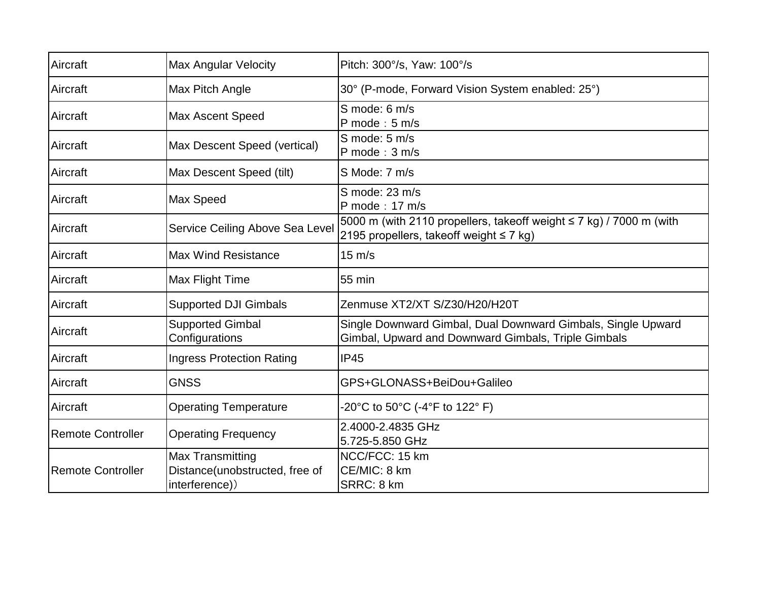| Aircraft | Max Angular Velocity | Pitch: 300°/s, Yaw: 100°/s |
|---|---|---|
| Aircraft | Max Pitch Angle | 30° (P-mode, Forward Vision System enabled: 25°) |
| Aircraft | Max Ascent Speed | S mode: 6 m/s<br>P mode：5 m/s |
| Aircraft | Max Descent Speed (vertical) | S mode: 5 m/s<br>P mode：3 m/s |
| Aircraft | Max Descent Speed (tilt) | S Mode: 7 m/s |
| Aircraft | Max Speed | S mode: 23 m/s<br>P mode：17 m/s |
| Aircraft | Service Ceiling Above Sea Level | 5000 m (with 2110 propellers, takeoff weight ≤ 7 kg) / 7000 m (with 2195 propellers, takeoff weight ≤ 7 kg) |
| Aircraft | Max Wind Resistance | 15 m/s |
| Aircraft | Max Flight Time | 55 min |
| Aircraft | Supported DJI Gimbals | Zenmuse XT2/XT S/Z30/H20/H20T |
| Aircraft | Supported Gimbal Configurations | Single Downward Gimbal, Dual Downward Gimbals, Single Upward Gimbal, Upward and Downward Gimbals, Triple Gimbals |
| Aircraft | Ingress Protection Rating | IP45 |
| Aircraft | GNSS | GPS+GLONASS+BeiDou+Galileo |
| Aircraft | Operating Temperature | -20°C to 50°C (-4°F to 122° F) |
| Remote Controller | Operating Frequency | 2.4000-2.4835 GHz<br>5.725-5.850 GHz |
| Remote Controller | Max Transmitting Distance(unobstructed, free of interference)） | NCC/FCC: 15 km<br>CE/MIC: 8 km<br>SRRC: 8 km |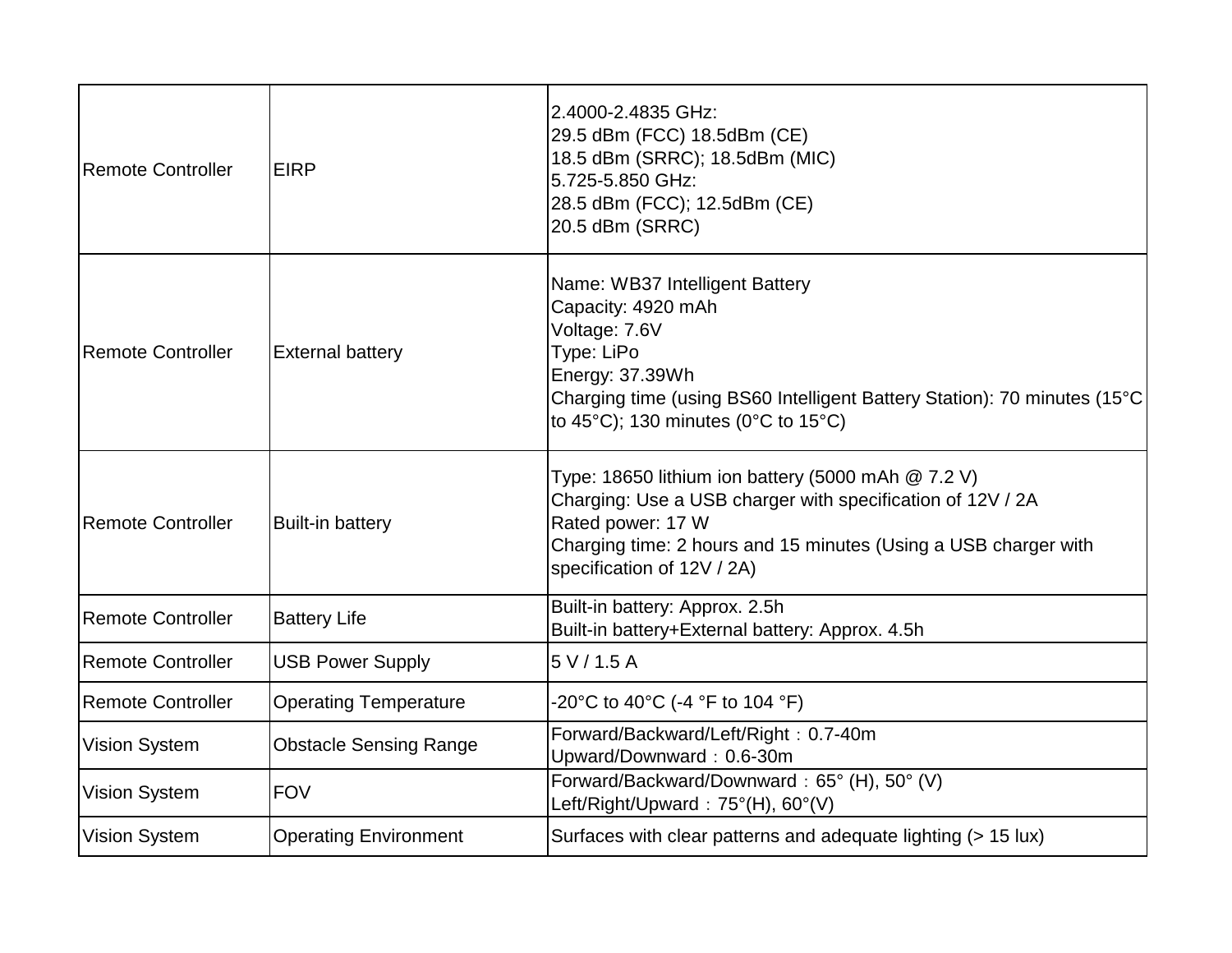| Remote Controller | EIRP | 2.4000-2.4835 GHz:<br>29.5 dBm (FCC) 18.5dBm (CE)<br>18.5 dBm (SRRC); 18.5dBm (MIC)<br>5.725-5.850 GHz:<br>28.5 dBm (FCC); 12.5dBm (CE)<br>20.5 dBm (SRRC) |
|---|---|---|
| Remote Controller | External battery | Name: WB37 Intelligent Battery<br>Capacity: 4920 mAh<br>Voltage: 7.6V<br>Type: LiPo<br>Energy: 37.39Wh<br>Charging time (using BS60 Intelligent Battery Station): 70 minutes (15°C to 45°C); 130 minutes (0°C to 15°C) |
| Remote Controller | Built-in battery | Type: 18650 lithium ion battery (5000 mAh @ 7.2 V)<br>Charging: Use a USB charger with specification of 12V / 2A<br>Rated power: 17 W<br>Charging time: 2 hours and 15 minutes (Using a USB charger with specification of 12V / 2A) |
| Remote Controller | Battery Life | Built-in battery: Approx. 2.5h<br>Built-in battery+External battery: Approx. 4.5h |
| Remote Controller | USB Power Supply | 5 V / 1.5 A |
| Remote Controller | Operating Temperature | -20°C to 40°C (-4 °F to 104 °F) |
| Vision System | Obstacle Sensing Range | Forward/Backward/Left/Right：0.7-40m<br>Upward/Downward：0.6-30m |
| Vision System | FOV | Forward/Backward/Downward：65° (H), 50° (V)<br>Left/Right/Upward：75°(H), 60°(V) |
| Vision System | Operating Environment | Surfaces with clear patterns and adequate lighting (> 15 lux) |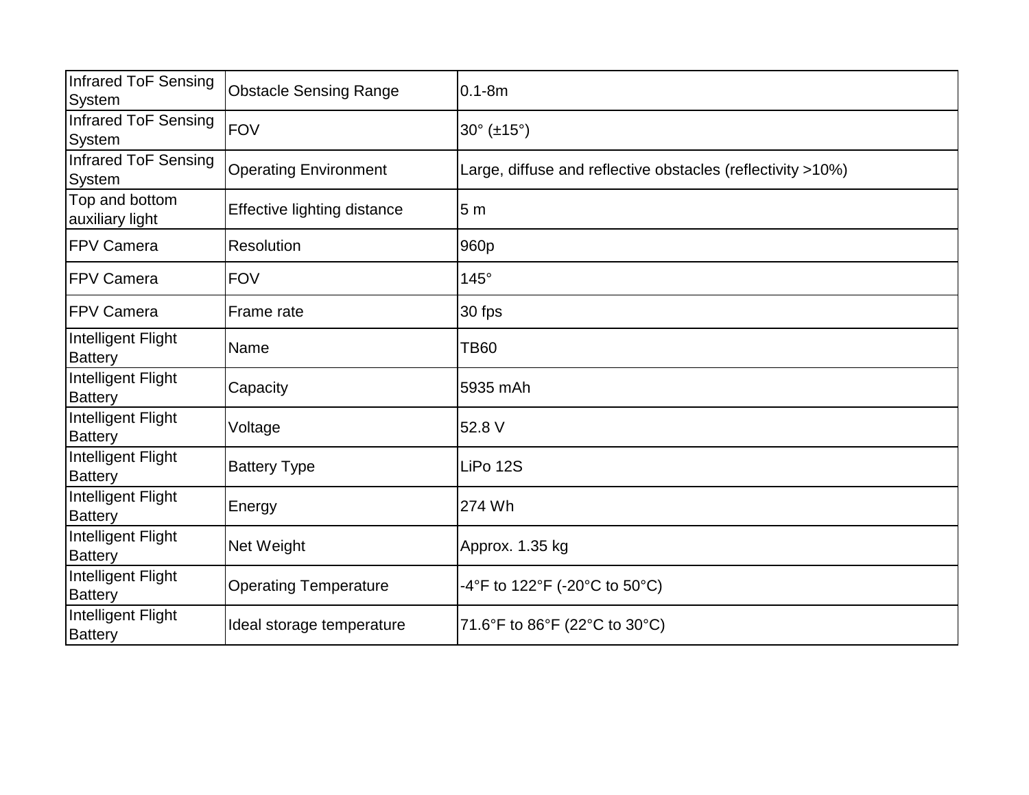| Infrared ToF Sensing System | Obstacle Sensing Range | 0.1-8m |
|---|---|---|
| Infrared ToF Sensing System | FOV | 30° (±15°) |
| Infrared ToF Sensing System | Operating Environment | Large, diffuse and reflective obstacles (reflectivity >10%) |
| Top and bottom auxiliary light | Effective lighting distance | 5 m |
| FPV Camera | Resolution | 960p |
| FPV Camera | FOV | 145° |
| FPV Camera | Frame rate | 30 fps |
| Intelligent Flight Battery | Name | TB60 |
| Intelligent Flight Battery | Capacity | 5935 mAh |
| Intelligent Flight Battery | Voltage | 52.8 V |
| Intelligent Flight Battery | Battery Type | LiPo 12S |
| Intelligent Flight Battery | Energy | 274 Wh |
| Intelligent Flight Battery | Net Weight | Approx. 1.35 kg |
| Intelligent Flight Battery | Operating Temperature | -4°F to 122°F (-20°C to 50°C) |
| Intelligent Flight Battery | Ideal storage temperature | 71.6°F to 86°F (22°C to 30°C) |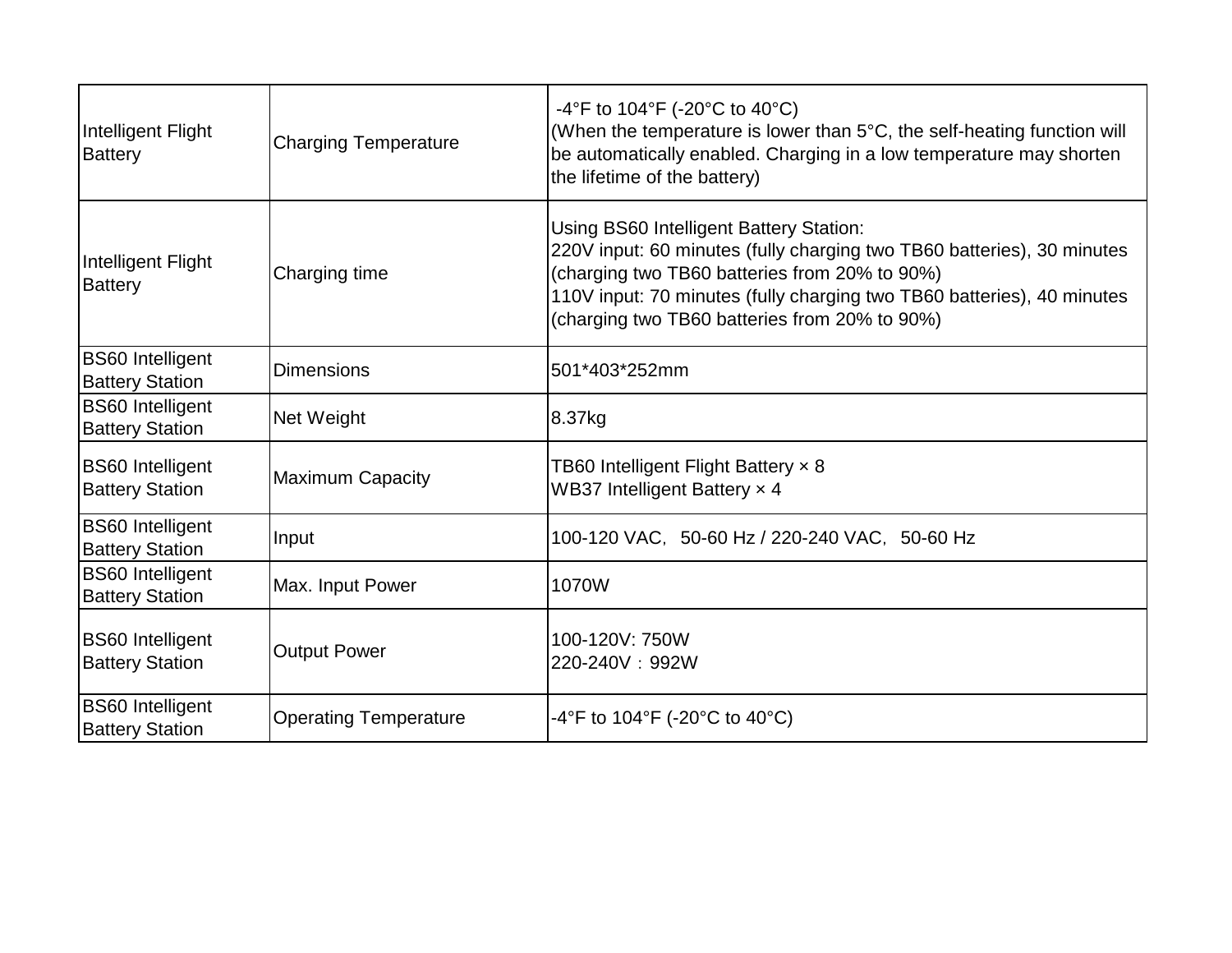| | | |
|---|---|---|
| Intelligent Flight Battery | Charging Temperature | -4°F to 104°F (-20°C to 40°C)<br>(When the temperature is lower than 5°C, the self-heating function will be automatically enabled. Charging in a low temperature may shorten the lifetime of the battery) |
| Intelligent Flight Battery | Charging time | Using BS60 Intelligent Battery Station:<br>220V input: 60 minutes (fully charging two TB60 batteries), 30 minutes (charging two TB60 batteries from 20% to 90%)<br>110V input: 70 minutes (fully charging two TB60 batteries), 40 minutes (charging two TB60 batteries from 20% to 90%) |
| BS60 Intelligent Battery Station | Dimensions | 501*403*252mm |
| BS60 Intelligent Battery Station | Net Weight | 8.37kg |
| BS60 Intelligent Battery Station | Maximum Capacity | TB60 Intelligent Flight Battery × 8<br>WB37 Intelligent Battery × 4 |
| BS60 Intelligent Battery Station | Input | 100-120 VAC，50-60 Hz / 220-240 VAC，50-60 Hz |
| BS60 Intelligent Battery Station | Max. Input Power | 1070W |
| BS60 Intelligent Battery Station | Output Power | 100-120V: 750W<br>220-240V：992W |
| BS60 Intelligent Battery Station | Operating Temperature | -4°F to 104°F (-20°C to 40°C) |